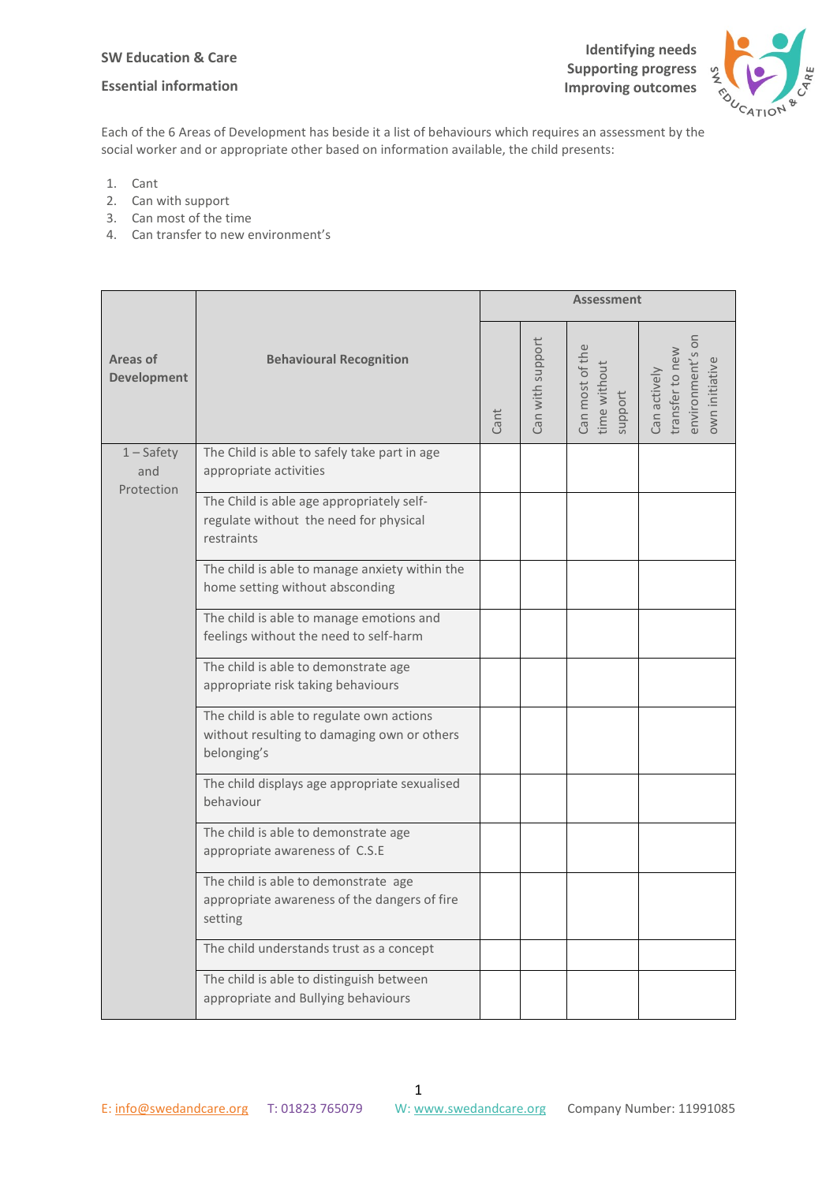SW Education & Care

Essential information

Identifying needs
Supporting progress
Improving outcomes

Each of the 6 Areas of Development has beside it a list of behaviours which requires an assessment by the social worker and or appropriate other based on information available, the child presents:

1. Cant
2. Can with support
3. Can most of the time
4. Can transfer to new environment's

| Areas of Development | Behavioural Recognition | Assessment | | | |
|---|---|---|---|---|---|
| | | Cant | Can with support | Can most of the time without support | Can actively transfer to new environment's on own initiative |
| 1 – Safety and Protection | The Child is able to safely take part in age appropriate activities | | | | |
| | The Child is able age appropriately self-regulate without the need for physical restraints | | | | |
| | The child is able to manage anxiety within the home setting without absconding | | | | |
| | The child is able to manage emotions and feelings without the need to self-harm | | | | |
| | The child is able to demonstrate age appropriate risk taking behaviours | | | | |
| | The child is able to regulate own actions without resulting to damaging own or others belonging's | | | | |
| | The child displays age appropriate sexualised behaviour | | | | |
| | The child is able to demonstrate age appropriate awareness of C.S.E | | | | |
| | The child is able to demonstrate age appropriate awareness of the dangers of fire setting | | | | |
| | The child understands trust as a concept | | | | |
| | The child is able to distinguish between appropriate and Bullying behaviours | | | | |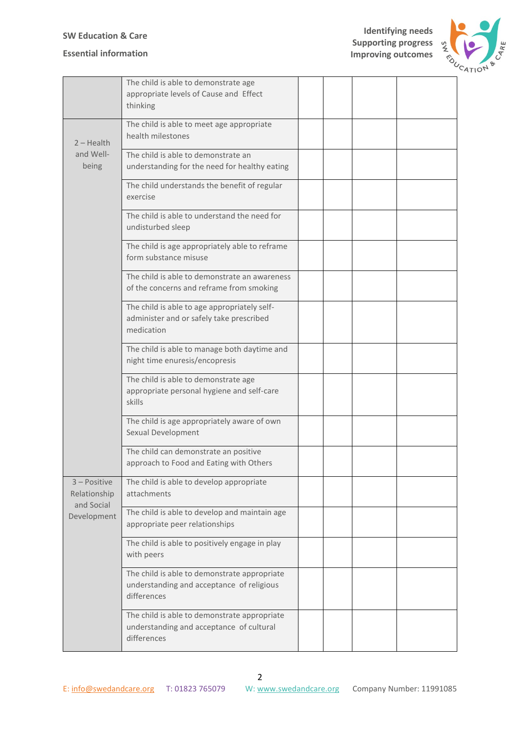| | | | | | |
|---|---|---|---|---|---|
| | The child is able to demonstrate age appropriate levels of Cause and Effect thinking | | | | |
| 2 – Health and Well-being | The child is able to meet age appropriate health milestones | | | | |
| | The child is able to demonstrate an understanding for the need for healthy eating | | | | |
| | The child understands the benefit of regular exercise | | | | |
| | The child is able to understand the need for undisturbed sleep | | | | |
| | The child is age appropriately able to reframe form substance misuse | | | | |
| | The child is able to demonstrate an awareness of the concerns and reframe from smoking | | | | |
| | The child is able to age appropriately self-administer and or safely take prescribed medication | | | | |
| | The child is able to manage both daytime and night time enuresis/encopresis | | | | |
| | The child is able to demonstrate age appropriate personal hygiene and self-care skills | | | | |
| | The child is age appropriately aware of own Sexual Development | | | | |
| | The child can demonstrate an positive approach to Food and Eating with Others | | | | |
| 3 – Positive Relationship and Social Development | The child is able to develop appropriate attachments | | | | |
| | The child is able to develop and maintain age appropriate peer relationships | | | | |
| | The child is able to positively engage in play with peers | | | | |
| | The child is able to demonstrate appropriate understanding and acceptance of religious differences | | | | |
| | The child is able to demonstrate appropriate understanding and acceptance of cultural differences | | | | |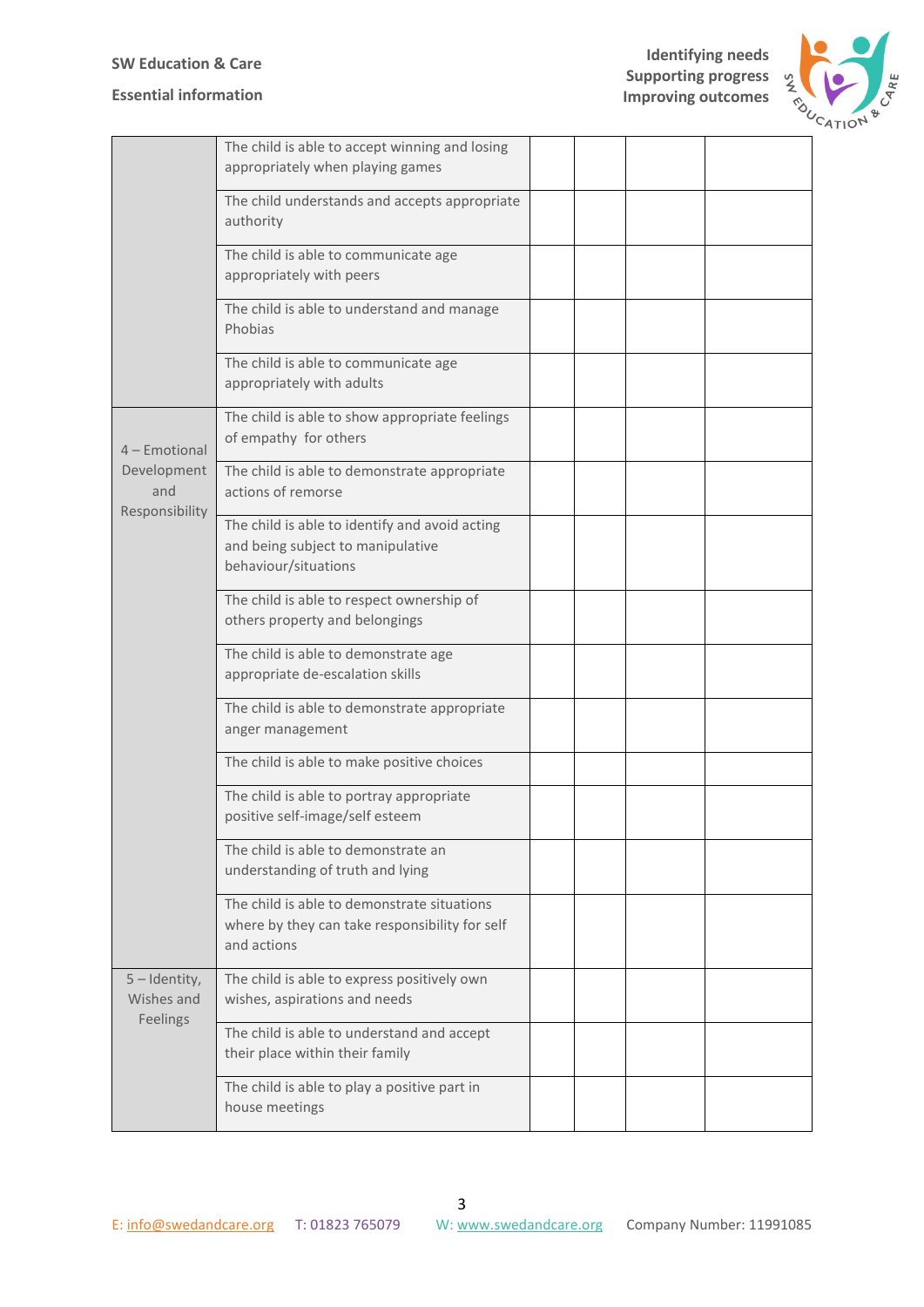| | | | | | |
|---|---|---|---|---|---|
| | The child is able to accept winning and losing appropriately when playing games | | | | |
| | The child understands and accepts appropriate authority | | | | |
| | The child is able to communicate age appropriately with peers | | | | |
| | The child is able to understand and manage Phobias | | | | |
| | The child is able to communicate age appropriately with adults | | | | |
| 4 – Emotional Development and Responsibility | The child is able to show appropriate feelings of empathy for others | | | | |
| | The child is able to demonstrate appropriate actions of remorse | | | | |
| | The child is able to identify and avoid acting and being subject to manipulative behaviour/situations | | | | |
| | The child is able to respect ownership of others property and belongings | | | | |
| | The child is able to demonstrate age appropriate de-escalation skills | | | | |
| | The child is able to demonstrate appropriate anger management | | | | |
| | The child is able to make positive choices | | | | |
| | The child is able to portray appropriate positive self-image/self esteem | | | | |
| | The child is able to demonstrate an understanding of truth and lying | | | | |
| | The child is able to demonstrate situations where by they can take responsibility for self and actions | | | | |
| 5 – Identity, Wishes and Feelings | The child is able to express positively own wishes, aspirations and needs | | | | |
| | The child is able to understand and accept their place within their family | | | | |
| | The child is able to play a positive part in house meetings | | | | |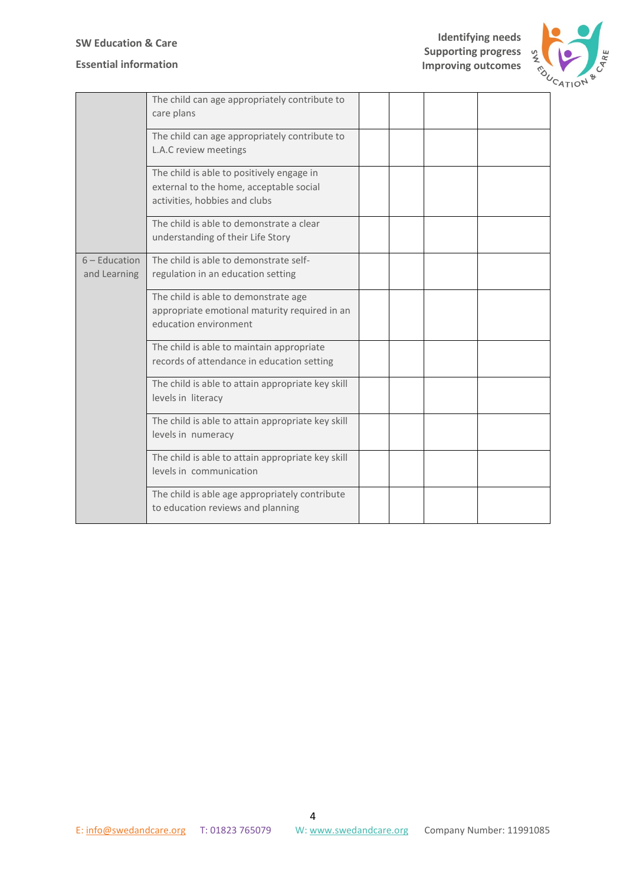| | | | | | |
|---|---|---|---|---|---|
| | The child can age appropriately contribute to care plans | | | | |
| | The child can age appropriately contribute to L.A.C review meetings | | | | |
| | The child is able to positively engage in external to the home, acceptable social activities, hobbies and clubs | | | | |
| | The child is able to demonstrate a clear understanding of their Life Story | | | | |
| 6 – Education and Learning | The child is able to demonstrate self-regulation in an education setting | | | | |
| | The child is able to demonstrate age appropriate emotional maturity required in an education environment | | | | |
| | The child is able to maintain appropriate records of attendance in education setting | | | | |
| | The child is able to attain appropriate key skill levels in literacy | | | | |
| | The child is able to attain appropriate key skill levels in numeracy | | | | |
| | The child is able to attain appropriate key skill levels in communication | | | | |
| | The child is able age appropriately contribute to education reviews and planning | | | | |